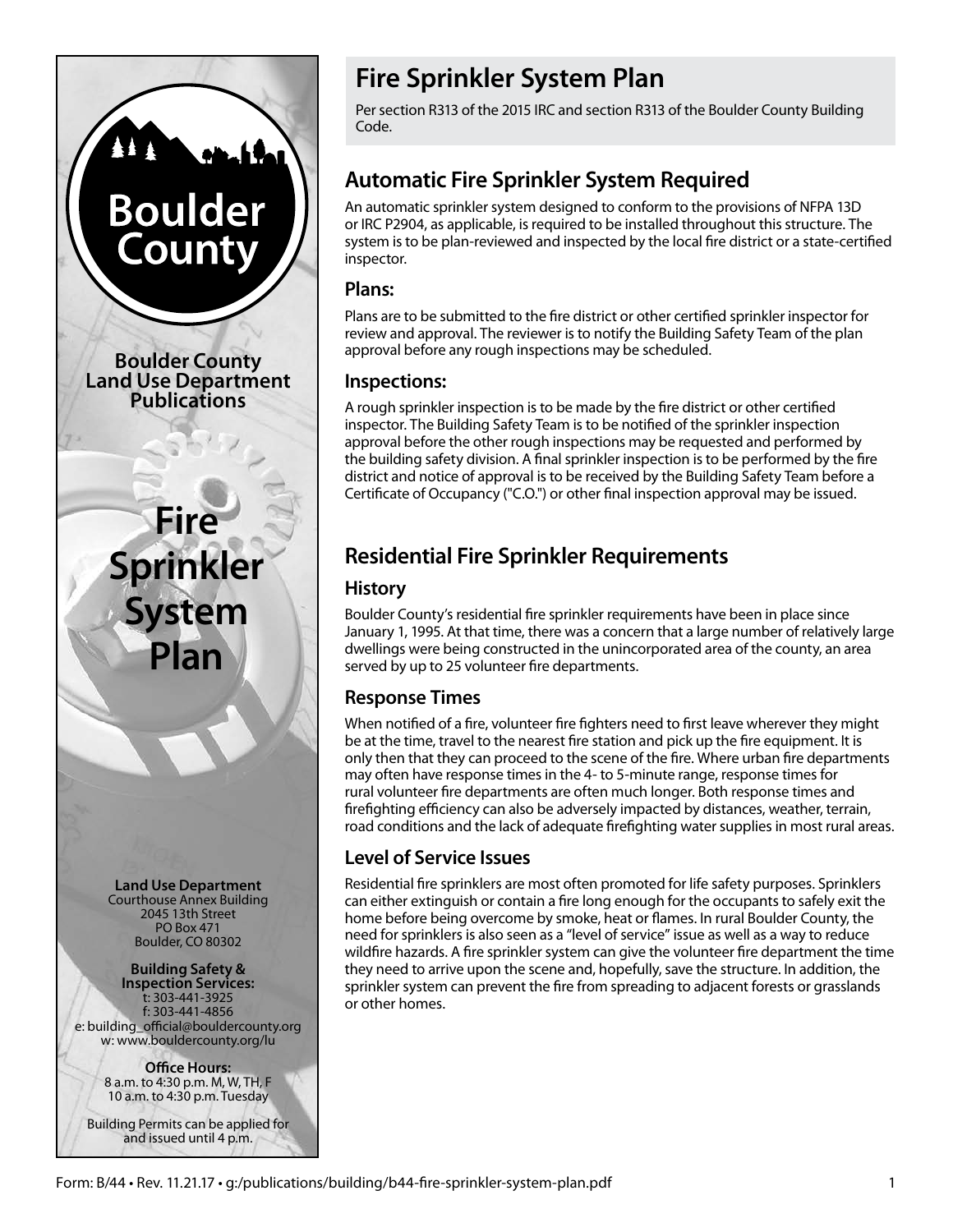# Fire Sprinkler System Plan

Per section R313 of the 2015 IRC and section R313 of the Boulder County Building Code.

## Automatic Fire Sprinkler System Required

An automatic sprinkler system designed to conform to the provisions of NFPA 13D or IRC P2904, as applicable, is required to be installed throughout this structure. The system is to be plan-reviewed and inspected by the local fire district or a state-certified inspector.

### Plans:

Plans are to be submitted to the fire district or other certified sprinkler inspector for review and approval. The reviewer is to notify the Building Safety Team of the plan approval before any rough inspections may be scheduled.

### Inspections:

A rough sprinkler inspection is to be made by the fire district or other certified inspector. The Building Safety Team is to be notified of the sprinkler inspection approval before the other rough inspections may be requested and performed by the building safety division. A final sprinkler inspection is to be performed by the fire district and notice of approval is to be received by the Building Safety Team before a Certificate of Occupancy ("C.O.") or other final inspection approval may be issued.

## Residential Fire Sprinkler Requirements

### History

Boulder County's residential fire sprinkler requirements have been in place since January 1, 1995. At that time, there was a concern that a large number of relatively large dwellings were being constructed in the unincorporated area of the county, an area served by up to 25 volunteer fire departments.

### Response Times

When notified of a fire, volunteer fire fighters need to first leave wherever they might be at the time, travel to the nearest fire station and pick up the fire equipment. It is only then that they can proceed to the scene of the fire. Where urban fire departments may often have response times in the 4- to 5-minute range, response times for rural volunteer fire departments are often much longer. Both response times and firefighting efficiency can also be adversely impacted by distances, weather, terrain, road conditions and the lack of adequate firefighting water supplies in most rural areas.

### Level of Service Issues

Residential fire sprinklers are most often promoted for life safety purposes. Sprinklers can either extinguish or contain a fire long enough for the occupants to safely exit the home before being overcome by smoke, heat or flames. In rural Boulder County, the need for sprinklers is also seen as a "level of service" issue as well as a way to reduce wildfire hazards. A fire sprinkler system can give the volunteer fire department the time they need to arrive upon the scene and, hopefully, save the structure. In addition, the sprinkler system can prevent the fire from spreading to adjacent forests or grasslands or other homes.

Boulder County

**Boulder County Land Use Department Publications**

**Fire Sprinkler System Plan**

**Land Use Department**
Courthouse Annex Building
2045 13th Street
PO Box 471
Boulder, CO 80302

**Building Safety & Inspection Services:**
t: 303-441-3925
f: 303-441-4856
e: building_official@bouldercounty.org
w: www.bouldercounty.org/lu

**Office Hours:**
8 a.m. to 4:30 p.m. M, W, TH, F
10 a.m. to 4:30 p.m. Tuesday

Building Permits can be applied for and issued until 4 p.m.

Form: B/44 • Rev. 11.21.17 • g:/publications/building/b44-fire-sprinkler-system-plan.pdf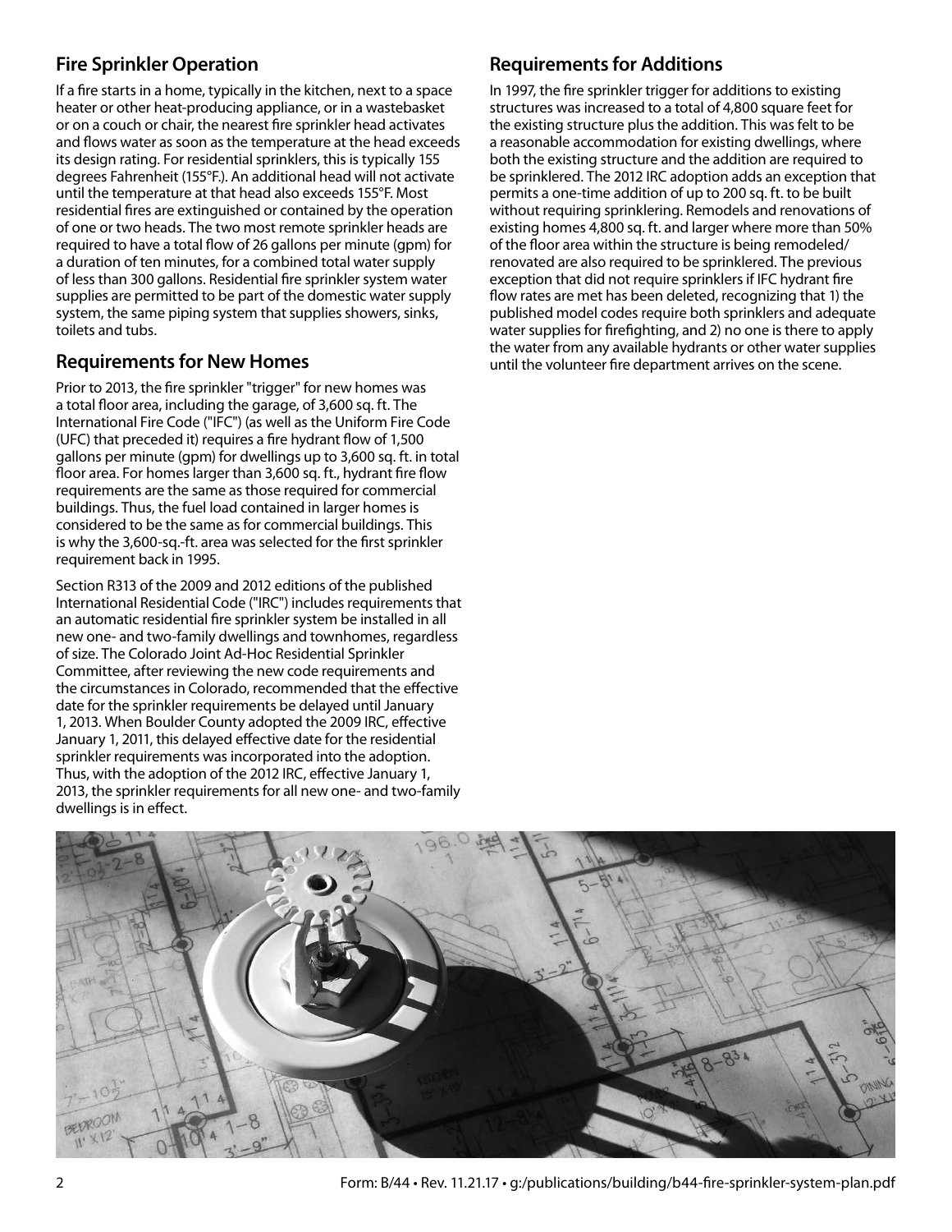## Fire Sprinkler Operation

If a fire starts in a home, typically in the kitchen, next to a space heater or other heat-producing appliance, or in a wastebasket or on a couch or chair, the nearest fire sprinkler head activates and flows water as soon as the temperature at the head exceeds its design rating. For residential sprinklers, this is typically 155 degrees Fahrenheit (155°F.). An additional head will not activate until the temperature at that head also exceeds 155°F. Most residential fires are extinguished or contained by the operation of one or two heads. The two most remote sprinkler heads are required to have a total flow of 26 gallons per minute (gpm) for a duration of ten minutes, for a combined total water supply of less than 300 gallons. Residential fire sprinkler system water supplies are permitted to be part of the domestic water supply system, the same piping system that supplies showers, sinks, toilets and tubs.

## Requirements for New Homes

Prior to 2013, the fire sprinkler "trigger" for new homes was a total floor area, including the garage, of 3,600 sq. ft. The International Fire Code ("IFC") (as well as the Uniform Fire Code (UFC) that preceded it) requires a fire hydrant flow of 1,500 gallons per minute (gpm) for dwellings up to 3,600 sq. ft. in total floor area. For homes larger than 3,600 sq. ft., hydrant fire flow requirements are the same as those required for commercial buildings. Thus, the fuel load contained in larger homes is considered to be the same as for commercial buildings. This is why the 3,600-sq.-ft. area was selected for the first sprinkler requirement back in 1995.

Section R313 of the 2009 and 2012 editions of the published International Residential Code ("IRC") includes requirements that an automatic residential fire sprinkler system be installed in all new one- and two-family dwellings and townhomes, regardless of size. The Colorado Joint Ad-Hoc Residential Sprinkler Committee, after reviewing the new code requirements and the circumstances in Colorado, recommended that the effective date for the sprinkler requirements be delayed until January 1, 2013. When Boulder County adopted the 2009 IRC, effective January 1, 2011, this delayed effective date for the residential sprinkler requirements was incorporated into the adoption. Thus, with the adoption of the 2012 IRC, effective January 1, 2013, the sprinkler requirements for all new one- and two-family dwellings is in effect.

## Requirements for Additions

In 1997, the fire sprinkler trigger for additions to existing structures was increased to a total of 4,800 square feet for the existing structure plus the addition. This was felt to be a reasonable accommodation for existing dwellings, where both the existing structure and the addition are required to be sprinklered. The 2012 IRC adoption adds an exception that permits a one-time addition of up to 200 sq. ft. to be built without requiring sprinklering. Remodels and renovations of existing homes 4,800 sq. ft. and larger where more than 50% of the floor area within the structure is being remodeled/renovated are also required to be sprinklered. The previous exception that did not require sprinklers if IFC hydrant fire flow rates are met has been deleted, recognizing that 1) the published model codes require both sprinklers and adequate water supplies for firefighting, and 2) no one is there to apply the water from any available hydrants or other water supplies until the volunteer fire department arrives on the scene.

Form: B/44 • Rev. 11.21.17 • g:/publications/building/b44-fire-sprinkler-system-plan.pdf